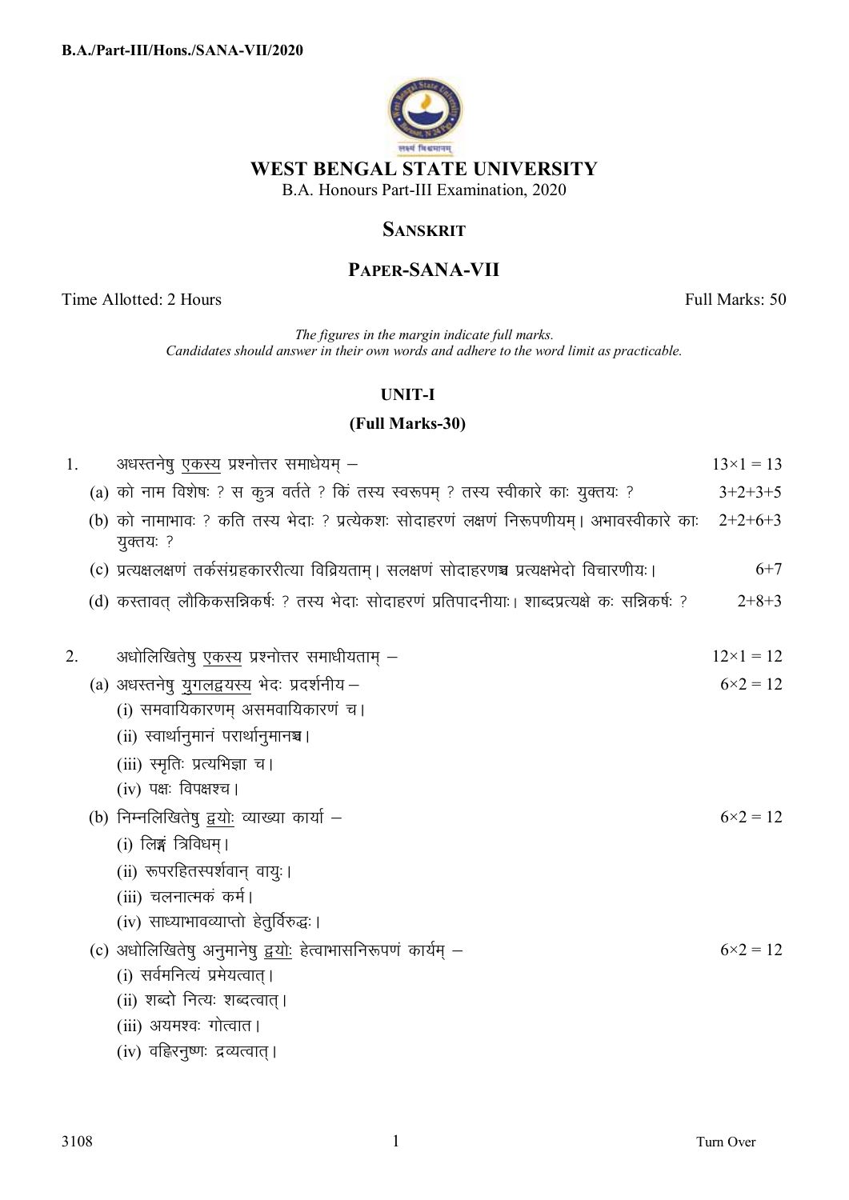**B.A./Part-III/Hons./SANA-VII/2020**

# WEST BENGAL STATE UNIVERSITY

B.A. Honours Part-III Examination, 2020

## SANSKRIT

## PAPER-SANA-VII

Time Allotted: 2 Hours | Full Marks: 50

*The figures in the margin indicate full marks.*
*Candidates should answer in their own words and adhere to the word limit as practicable.*

### UNIT-I

### (Full Marks-30)

1. अधस्तनेषु <u>एकस्य</u> प्रश्नोत्तर समाधेयम् – $13\times1 = 13$

   (a) को नाम विशेषः ? स कुत्र वर्तते ? किं तस्य स्वरूपम् ? तस्य स्वीकारे काः युक्तयः ? $3+2+3+5$

   (b) को नामाभावः ? कति तस्य भेदाः ? प्रत्येकशः सोदाहरणं लक्षणं निरूपणीयम्। अभावस्वीकारे काः युक्तयः ? $2+2+6+3$

   (c) प्रत्यक्षलक्षणं तर्कसंग्रहकाररीत्या विव्रियताम्। सलक्षणं सोदाहरणञ्च प्रत्यक्षभेदो विचारणीयः। $6+7$

   (d) कस्तावत् लौकिकसन्निकर्षः ? तस्य भेदाः सोदाहरणं प्रतिपादनीयाः। शाब्दप्रत्यक्षे कः सन्निकर्षः ? $2+8+3$

2. अधोलिखितेषु <u>एकस्य</u> प्रश्नोत्तर समाधीयताम् – $12\times1 = 12$

   (a) अधस्तनेषु <u>युगलद्वयस्य</u> भेदः प्रदर्शनीय – $6\times2 = 12$

   (i) समवायिकारणम् असमवायिकारणं च।

   (ii) स्वार्थानुमानं परार्थानुमानञ्च।

   (iii) स्मृतिः प्रत्यभिज्ञा च।

   (iv) पक्षः विपक्षश्च।

   (b) निम्नलिखितेषु <u>द्वयोः</u> व्याख्या कार्या – $6\times2 = 12$

   (i) लिङ्गं त्रिविधम्।

   (ii) रूपरहितस्पर्शवान् वायुः।

   (iii) चलनात्मकं कर्म।

   (iv) साध्याभावव्याप्तो हेतुर्विरुद्धः।

   (c) अधोलिखितेषु अनुमानेषु <u>द्वयोः</u> हेत्वाभासनिरूपणं कार्यम् – $6\times2 = 12$

   (i) सर्वमनित्यं प्रमेयत्वात्।

   (ii) शब्दो नित्यः शब्दत्वात्।

   (iii) अयमश्वः गोत्वात।

   (iv) वह्निरनुष्णः द्रव्यत्वात्।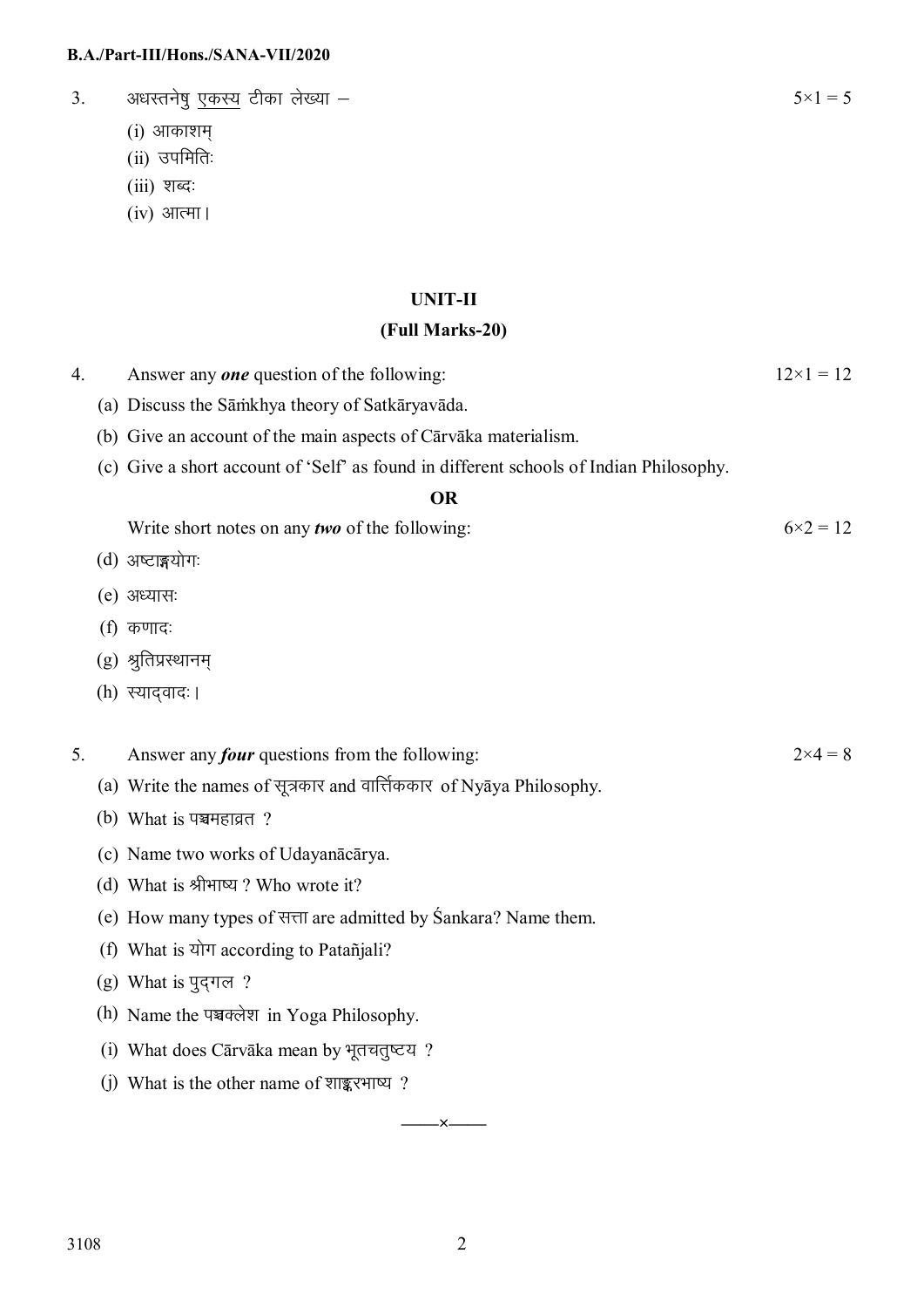3. अधस्तनेषु एकस्य टीका लेख्या – 5×1 = 5

(i) आकाशम्

(ii) उपमितिः

(iii) शब्दः

(iv) आत्मा।

## UNIT-II

### (Full Marks-20)

4. Answer any ***one*** question of the following: 12×1 = 12

(a) Discuss the Sāṁkhya theory of Satkāryavāda.

(b) Give an account of the main aspects of Cārvāka materialism.

(c) Give a short account of 'Self' as found in different schools of Indian Philosophy.

**OR**

Write short notes on any ***two*** of the following: 6×2 = 12

(d) अष्टाङ्गयोगः

(e) अध्यासः

(f) कणादः

(g) श्रुतिप्रस्थानम्

(h) स्याद्वादः।

5. Answer any ***four*** questions from the following: 2×4 = 8

(a) Write the names of सूत्रकार and वार्त्तिककार of Nyāya Philosophy.

(b) What is पञ्चमहाव्रत ?

(c) Name two works of Udayanācārya.

(d) What is श्रीभाष्य ? Who wrote it?

(e) How many types of सत्ता are admitted by Śankara? Name them.

(f) What is योग according to Patañjali?

(g) What is पुद्गल ?

(h) Name the पञ्चक्लेश in Yoga Philosophy.

(i) What does Cārvāka mean by भूतचतुष्टय ?

(j) What is the other name of शाङ्करभाष्य ?

——×——